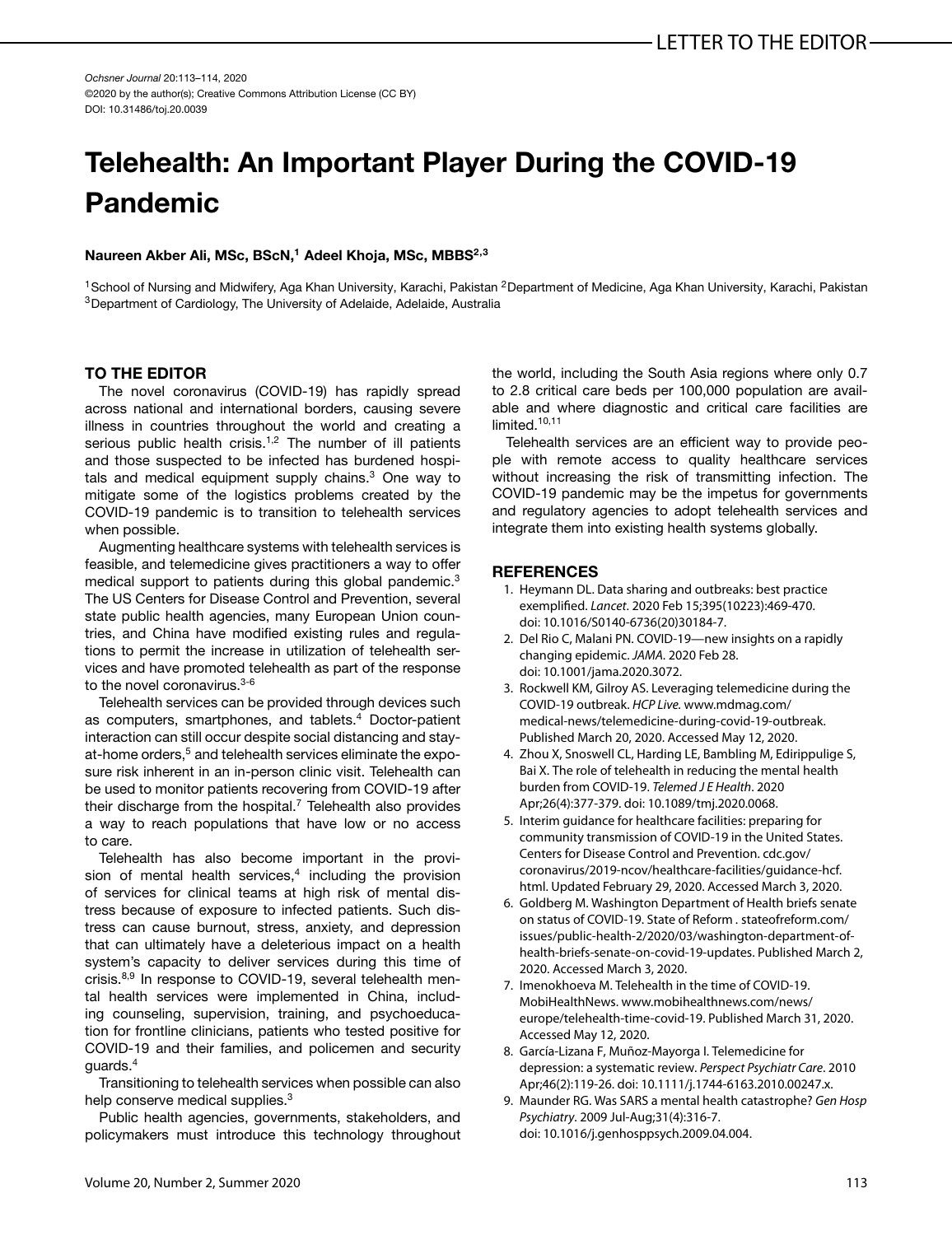LETTER TO THE EDITOR

*Ochsner Journal* 20:113–114, 2020
©2020 by the author(s); Creative Commons Attribution License (CC BY)
DOI: 10.31486/toj.20.0039

# Telehealth: An Important Player During the COVID-19 Pandemic

**Naureen Akber Ali, MSc, BScN,[1] Adeel Khoja, MSc, MBBS[2,3]**

[1]School of Nursing and Midwifery, Aga Khan University, Karachi, Pakistan [2]Department of Medicine, Aga Khan University, Karachi, Pakistan [3]Department of Cardiology, The University of Adelaide, Adelaide, Australia

## TO THE EDITOR

The novel coronavirus (COVID-19) has rapidly spread across national and international borders, causing severe illness in countries throughout the world and creating a serious public health crisis.[1,2] The number of ill patients and those suspected to be infected has burdened hospitals and medical equipment supply chains.[3] One way to mitigate some of the logistics problems created by the COVID-19 pandemic is to transition to telehealth services when possible.

Augmenting healthcare systems with telehealth services is feasible, and telemedicine gives practitioners a way to offer medical support to patients during this global pandemic.[3] The US Centers for Disease Control and Prevention, several state public health agencies, many European Union countries, and China have modified existing rules and regulations to permit the increase in utilization of telehealth services and have promoted telehealth as part of the response to the novel coronavirus.[3-6]

Telehealth services can be provided through devices such as computers, smartphones, and tablets.[4] Doctor-patient interaction can still occur despite social distancing and stay-at-home orders,[5] and telehealth services eliminate the exposure risk inherent in an in-person clinic visit. Telehealth can be used to monitor patients recovering from COVID-19 after their discharge from the hospital.[7] Telehealth also provides a way to reach populations that have low or no access to care.

Telehealth has also become important in the provision of mental health services,[4] including the provision of services for clinical teams at high risk of mental distress because of exposure to infected patients. Such distress can cause burnout, stress, anxiety, and depression that can ultimately have a deleterious impact on a health system's capacity to deliver services during this time of crisis.[8,9] In response to COVID-19, several telehealth mental health services were implemented in China, including counseling, supervision, training, and psychoeducation for frontline clinicians, patients who tested positive for COVID-19 and their families, and policemen and security guards.[4]

Transitioning to telehealth services when possible can also help conserve medical supplies.[3]

Public health agencies, governments, stakeholders, and policymakers must introduce this technology throughout the world, including the South Asia regions where only 0.7 to 2.8 critical care beds per 100,000 population are available and where diagnostic and critical care facilities are limited.[10,11]

Telehealth services are an efficient way to provide people with remote access to quality healthcare services without increasing the risk of transmitting infection. The COVID-19 pandemic may be the impetus for governments and regulatory agencies to adopt telehealth services and integrate them into existing health systems globally.

## REFERENCES

1. Heymann DL. Data sharing and outbreaks: best practice exemplified. *Lancet*. 2020 Feb 15;395(10223):469-470. doi: 10.1016/S0140-6736(20)30184-7.
2. Del Rio C, Malani PN. COVID-19—new insights on a rapidly changing epidemic. *JAMA*. 2020 Feb 28. doi: 10.1001/jama.2020.3072.
3. Rockwell KM, Gilroy AS. Leveraging telemedicine during the COVID-19 outbreak. *HCP Live.* www.mdmag.com/medical-news/telemedicine-during-covid-19-outbreak. Published March 20, 2020. Accessed May 12, 2020.
4. Zhou X, Snoswell CL, Harding LE, Bambling M, Edirippulige S, Bai X. The role of telehealth in reducing the mental health burden from COVID-19. *Telemed J E Health*. 2020 Apr;26(4):377-379. doi: 10.1089/tmj.2020.0068.
5. Interim guidance for healthcare facilities: preparing for community transmission of COVID-19 in the United States. Centers for Disease Control and Prevention. cdc.gov/coronavirus/2019-ncov/healthcare-facilities/guidance-hcf.html. Updated February 29, 2020. Accessed March 3, 2020.
6. Goldberg M. Washington Department of Health briefs senate on status of COVID-19. State of Reform . stateofreform.com/issues/public-health-2/2020/03/washington-department-of-health-briefs-senate-on-covid-19-updates. Published March 2, 2020. Accessed March 3, 2020.
7. Imenokhoeva M. Telehealth in the time of COVID-19. MobiHealthNews. www.mobihealthnews.com/news/europe/telehealth-time-covid-19. Published March 31, 2020. Accessed May 12, 2020.
8. García-Lizana F, Muñoz-Mayorga I. Telemedicine for depression: a systematic review. *Perspect Psychiatr Care*. 2010 Apr;46(2):119-26. doi: 10.1111/j.1744-6163.2010.00247.x.
9. Maunder RG. Was SARS a mental health catastrophe? *Gen Hosp Psychiatry*. 2009 Jul-Aug;31(4):316-7. doi: 10.1016/j.genhosppsych.2009.04.004.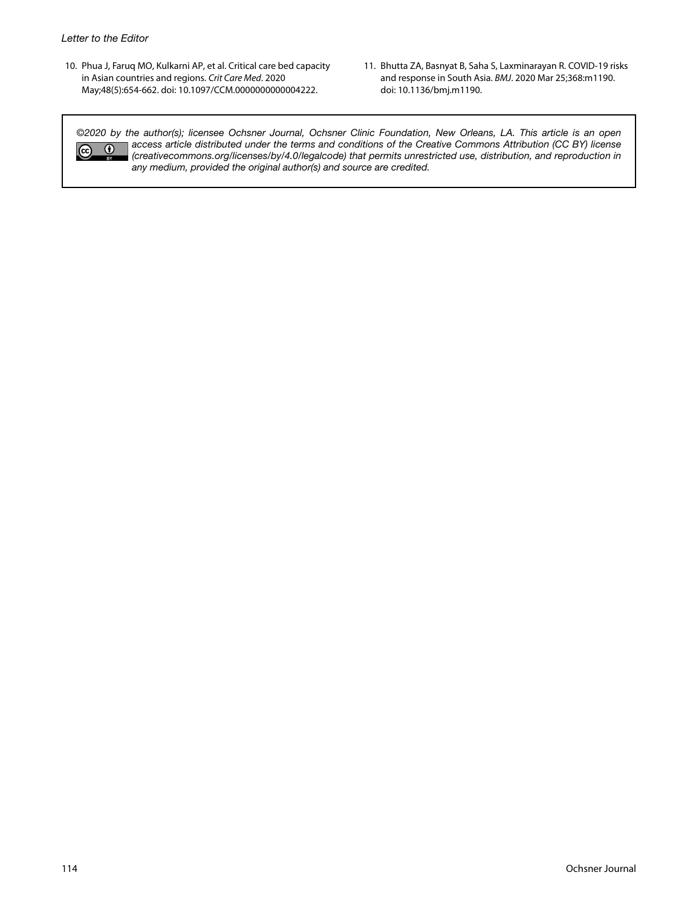10. Phua J, Faruq MO, Kulkarni AP, et al. Critical care bed capacity in Asian countries and regions. *Crit Care Med*. 2020 May;48(5):654-662. doi: 10.1097/CCM.0000000000004222.
11. Bhutta ZA, Basnyat B, Saha S, Laxminarayan R. COVID-19 risks and response in South Asia. *BMJ*. 2020 Mar 25;368:m1190. doi: 10.1136/bmj.m1190.

*©2020 by the author(s); licensee Ochsner Journal, Ochsner Clinic Foundation, New Orleans, LA. This article is an open access article distributed under the terms and conditions of the Creative Commons Attribution (CC BY) license (creativecommons.org/licenses/by/4.0/legalcode) that permits unrestricted use, distribution, and reproduction in any medium, provided the original author(s) and source are credited.*